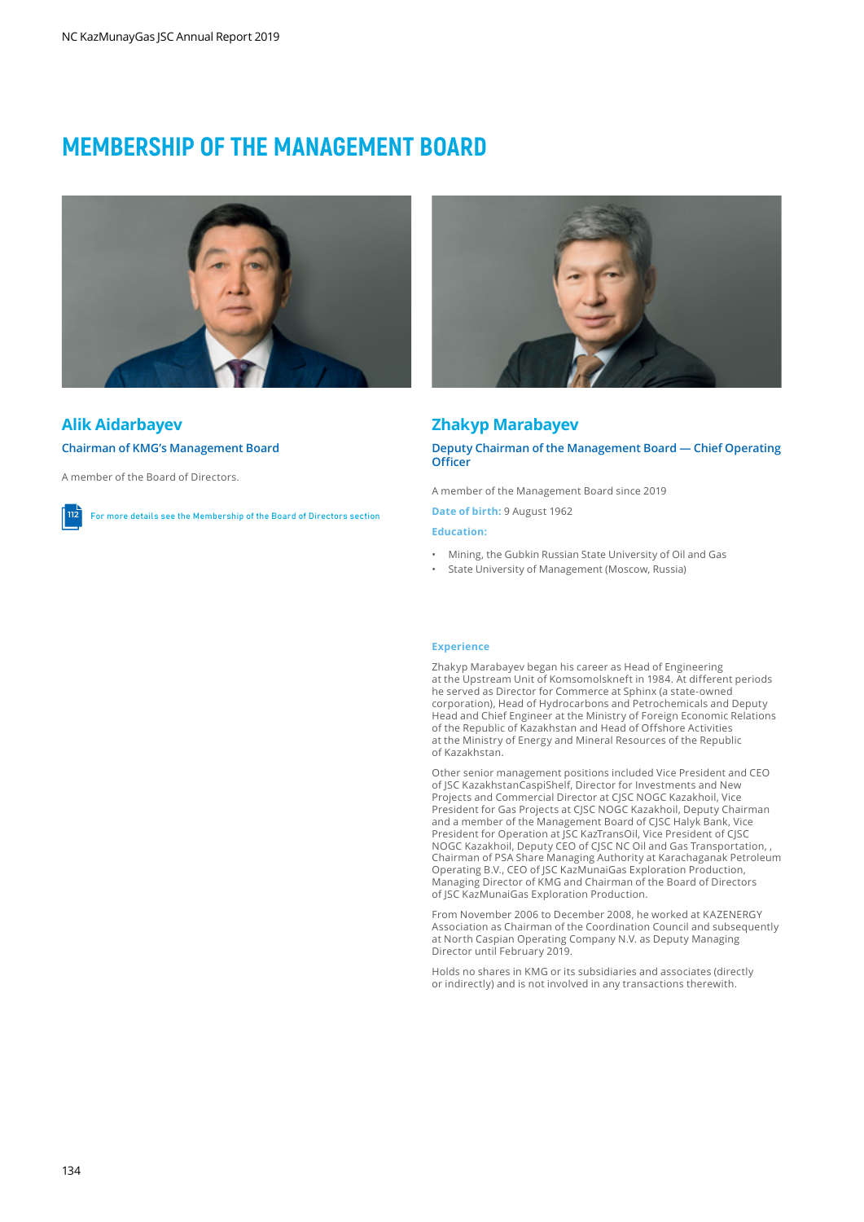# MEMBERSHIP OF THE MANAGEMENT BOARD

## Alik Aidarbayev

### Chairman of KMG's Management Board

A member of the Board of Directors.

112 For more details see the Membership of the Board of Directors section

## Zhakyp Marabayev

### Deputy Chairman of the Management Board — Chief Operating Officer

A member of the Management Board since 2019

**Date of birth:** 9 August 1962

**Education:**

- Mining, the Gubkin Russian State University of Oil and Gas
- State University of Management (Moscow, Russia)

**Experience**

Zhakyp Marabayev began his career as Head of Engineering at the Upstream Unit of Komsomolskneft in 1984. At different periods he served as Director for Commerce at Sphinx (a state-owned corporation), Head of Hydrocarbons and Petrochemicals and Deputy Head and Chief Engineer at the Ministry of Foreign Economic Relations of the Republic of Kazakhstan and Head of Offshore Activities at the Ministry of Energy and Mineral Resources of the Republic of Kazakhstan.

Other senior management positions included Vice President and CEO of JSC KazakhstanCaspiShelf, Director for Investments and New Projects and Commercial Director at CJSC NOGC Kazakhoil, Vice President for Gas Projects at CJSC NOGC Kazakhoil, Deputy Chairman and a member of the Management Board of CJSC Halyk Bank, Vice President for Operation at JSC KazTransOil, Vice President of CJSC NOGC Kazakhoil, Deputy CEO of CJSC NC Oil and Gas Transportation, , Chairman of PSA Share Managing Authority at Karachaganak Petroleum Operating B.V., CEO of JSC KazMunaiGas Exploration Production, Managing Director of KMG and Chairman of the Board of Directors of JSC KazMunaiGas Exploration Production.

From November 2006 to December 2008, he worked at KAZENERGY Association as Chairman of the Coordination Council and subsequently at North Caspian Operating Company N.V. as Deputy Managing Director until February 2019.

Holds no shares in KMG or its subsidiaries and associates (directly or indirectly) and is not involved in any transactions therewith.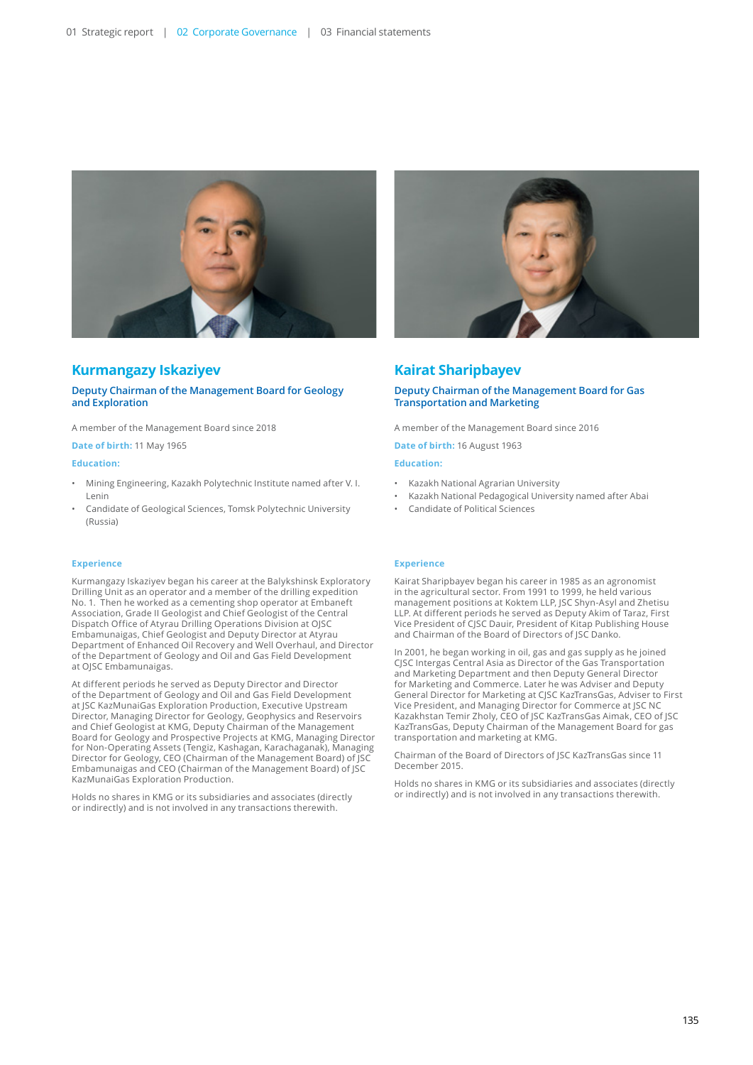## Kurmangazy Iskaziyev

### Deputy Chairman of the Management Board for Geology and Exploration

A member of the Management Board since 2018

**Date of birth:** 11 May 1965

**Education:**

- Mining Engineering, Kazakh Polytechnic Institute named after V. I. Lenin
- Candidate of Geological Sciences, Tomsk Polytechnic University (Russia)

**Experience**

Kurmangazy Iskaziyev began his career at the Balykshinsk Exploratory Drilling Unit as an operator and a member of the drilling expedition No. 1. Then he worked as a cementing shop operator at Embaneft Association, Grade II Geologist and Chief Geologist of the Central Dispatch Office of Atyrau Drilling Operations Division at OJSC Embamunaigas, Chief Geologist and Deputy Director at Atyrau Department of Enhanced Oil Recovery and Well Overhaul, and Director of the Department of Geology and Oil and Gas Field Development at OJSC Embamunaigas.

At different periods he served as Deputy Director and Director of the Department of Geology and Oil and Gas Field Development at JSC KazMunaiGas Exploration Production, Executive Upstream Director, Managing Director for Geology, Geophysics and Reservoirs and Chief Geologist at KMG, Deputy Chairman of the Management Board for Geology and Prospective Projects at KMG, Managing Director for Non-Operating Assets (Tengiz, Kashagan, Karachaganak), Managing Director for Geology, CEO (Chairman of the Management Board) of JSC Embamunaigas and CEO (Chairman of the Management Board) of JSC KazMunaiGas Exploration Production.

Holds no shares in KMG or its subsidiaries and associates (directly or indirectly) and is not involved in any transactions therewith.

## Kairat Sharipbayev

### Deputy Chairman of the Management Board for Gas Transportation and Marketing

A member of the Management Board since 2016

**Date of birth:** 16 August 1963

**Education:**

- Kazakh National Agrarian University
- Kazakh National Pedagogical University named after Abai
- Candidate of Political Sciences

**Experience**

Kairat Sharipbayev began his career in 1985 as an agronomist in the agricultural sector. From 1991 to 1999, he held various management positions at Koktem LLP, JSC Shyn-Asyl and Zhetisu LLP. At different periods he served as Deputy Akim of Taraz, First Vice President of CJSC Dauir, President of Kitap Publishing House and Chairman of the Board of Directors of JSC Danko.

In 2001, he began working in oil, gas and gas supply as he joined CJSC Intergas Central Asia as Director of the Gas Transportation and Marketing Department and then Deputy General Director for Marketing and Commerce. Later he was Adviser and Deputy General Director for Marketing at CJSC KazTransGas, Adviser to First Vice President, and Managing Director for Commerce at JSC NC Kazakhstan Temir Zholy, CEO of JSC KazTransGas Aimak, CEO of JSC KazTransGas, Deputy Chairman of the Management Board for gas transportation and marketing at KMG.

Chairman of the Board of Directors of JSC KazTransGas since 11 December 2015.

Holds no shares in KMG or its subsidiaries and associates (directly or indirectly) and is not involved in any transactions therewith.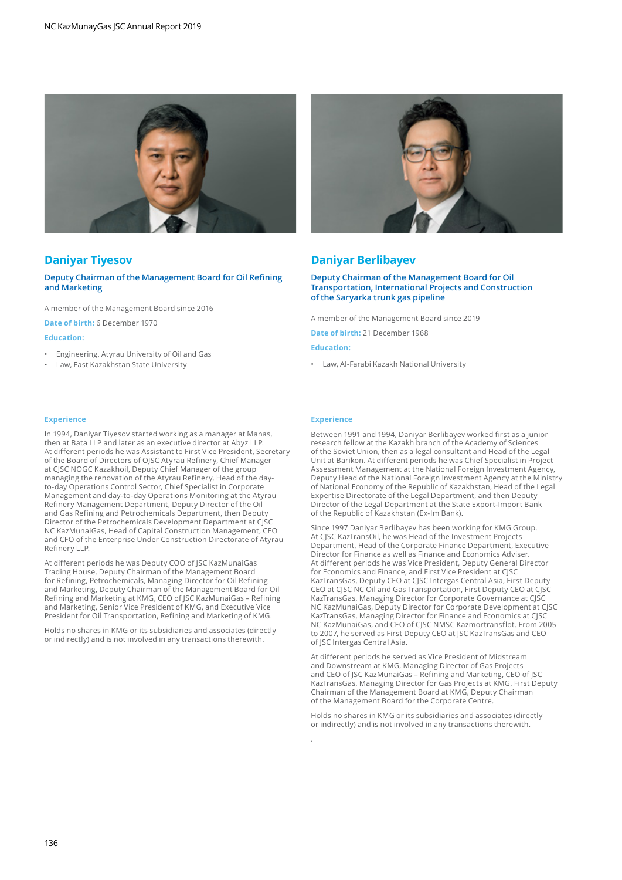## Daniyar Tiyesov

### Deputy Chairman of the Management Board for Oil Refining and Marketing

A member of the Management Board since 2016

**Date of birth:** 6 December 1970

**Education:**

- Engineering, Atyrau University of Oil and Gas
- Law, East Kazakhstan State University

**Experience**

In 1994, Daniyar Tiyesov started working as a manager at Manas, then at Bata LLP and later as an executive director at Abyz LLP. At different periods he was Assistant to First Vice President, Secretary of the Board of Directors of OJSC Atyrau Refinery, Chief Manager at CJSC NOGC Kazakhoil, Deputy Chief Manager of the group managing the renovation of the Atyrau Refinery, Head of the day-to-day Operations Control Sector, Chief Specialist in Corporate Management and day-to-day Operations Monitoring at the Atyrau Refinery Management Department, Deputy Director of the Oil and Gas Refining and Petrochemicals Department, then Deputy Director of the Petrochemicals Development Department at CJSC NC KazMunaiGas, Head of Capital Construction Management, CEO and CFO of the Enterprise Under Construction Directorate of Atyrau Refinery LLP.

At different periods he was Deputy COO of JSC KazMunaiGas Trading House, Deputy Chairman of the Management Board for Refining, Petrochemicals, Managing Director for Oil Refining and Marketing, Deputy Chairman of the Management Board for Oil Refining and Marketing at KMG, CEO of JSC KazMunaiGas – Refining and Marketing, Senior Vice President of KMG, and Executive Vice President for Oil Transportation, Refining and Marketing of KMG.

Holds no shares in KMG or its subsidiaries and associates (directly or indirectly) and is not involved in any transactions therewith.

## Daniyar Berlibayev

### Deputy Chairman of the Management Board for Oil Transportation, International Projects and Construction of the Saryarka trunk gas pipeline

A member of the Management Board since 2019

**Date of birth:** 21 December 1968

**Education:**

- Law, Al-Farabi Kazakh National University

**Experience**

Between 1991 and 1994, Daniyar Berlibayev worked first as a junior research fellow at the Kazakh branch of the Academy of Sciences of the Soviet Union, then as a legal consultant and Head of the Legal Unit at Barikon. At different periods he was Chief Specialist in Project Assessment Management at the National Foreign Investment Agency, Deputy Head of the National Foreign Investment Agency at the Ministry of National Economy of the Republic of Kazakhstan, Head of the Legal Expertise Directorate of the Legal Department, and then Deputy Director of the Legal Department at the State Export-Import Bank of the Republic of Kazakhstan (Ex-Im Bank).

Since 1997 Daniyar Berlibayev has been working for KMG Group. At CJSC KazTransOil, he was Head of the Investment Projects Department, Head of the Corporate Finance Department, Executive Director for Finance as well as Finance and Economics Adviser. At different periods he was Vice President, Deputy General Director for Economics and Finance, and First Vice President at CJSC KazTransGas, Deputy CEO at CJSC Intergas Central Asia, First Deputy CEO at CJSC NC Oil and Gas Transportation, First Deputy CEO at CJSC KazTransGas, Managing Director for Corporate Governance at CJSC NC KazMunaiGas, Deputy Director for Corporate Development at CJSC KazTransGas, Managing Director for Finance and Economics at CJSC NC KazMunaiGas, and CEO of CJSC NMSC Kazmortransflot. From 2005 to 2007, he served as First Deputy CEO at JSC KazTransGas and CEO of JSC Intergas Central Asia.

At different periods he served as Vice President of Midstream and Downstream at KMG, Managing Director of Gas Projects and CEO of JSC KazMunaiGas – Refining and Marketing, CEO of JSC KazTransGas, Managing Director for Gas Projects at KMG, First Deputy Chairman of the Management Board at KMG, Deputy Chairman of the Management Board for the Corporate Centre.

Holds no shares in KMG or its subsidiaries and associates (directly or indirectly) and is not involved in any transactions therewith.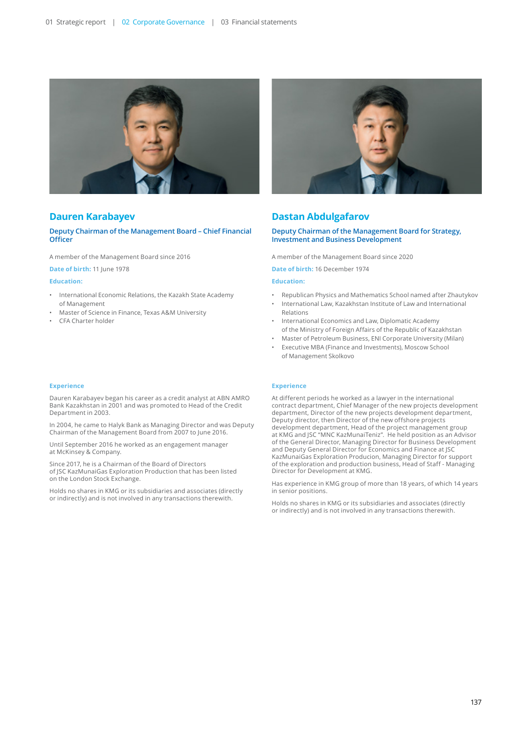## Dauren Karabayev

### Deputy Chairman of the Management Board – Chief Financial Officer

A member of the Management Board since 2016

**Date of birth:** 11 June 1978

**Education:**

- International Economic Relations, the Kazakh State Academy of Management
- Master of Science in Finance, Texas A&M University
- CFA Charter holder

**Experience**

Dauren Karabayev began his career as a credit analyst at ABN AMRO Bank Kazakhstan in 2001 and was promoted to Head of the Credit Department in 2003.

In 2004, he came to Halyk Bank as Managing Director and was Deputy Chairman of the Management Board from 2007 to June 2016.

Until September 2016 he worked as an engagement manager at McKinsey & Company.

Since 2017, he is a Chairman of the Board of Directors of JSC KazMunaiGas Exploration Production that has been listed on the London Stock Exchange.

Holds no shares in KMG or its subsidiaries and associates (directly or indirectly) and is not involved in any transactions therewith.

## Dastan Abdulgafarov

### Deputy Chairman of the Management Board for Strategy, Investment and Business Development

A member of the Management Board since 2020

**Date of birth:** 16 December 1974

**Education:**

- Republican Physics and Mathematics School named after Zhautykov
- International Law, Kazakhstan Institute of Law and International Relations
- International Economics and Law, Diplomatic Academy of the Ministry of Foreign Affairs of the Republic of Kazakhstan
- Master of Petroleum Business, ENI Corporate University (Milan)
- Executive MBA (Finance and Investments), Moscow School of Management Skolkovo

**Experience**

At different periods he worked as a lawyer in the international contract department, Chief Manager of the new projects development department, Director of the new projects development department, Deputy director, then Director of the new offshore projects development department, Head of the project management group at KMG and JSC "MNC KazMunaiTeniz". He held position as an Advisor of the General Director, Managing Director for Business Development and Deputy General Director for Economics and Finance at JSC KazMunaiGas Exploration Producion, Managing Director for support of the exploration and production business, Head of Staff - Managing Director for Development at KMG.

Has experience in KMG group of more than 18 years, of which 14 years in senior positions.

Holds no shares in KMG or its subsidiaries and associates (directly or indirectly) and is not involved in any transactions therewith.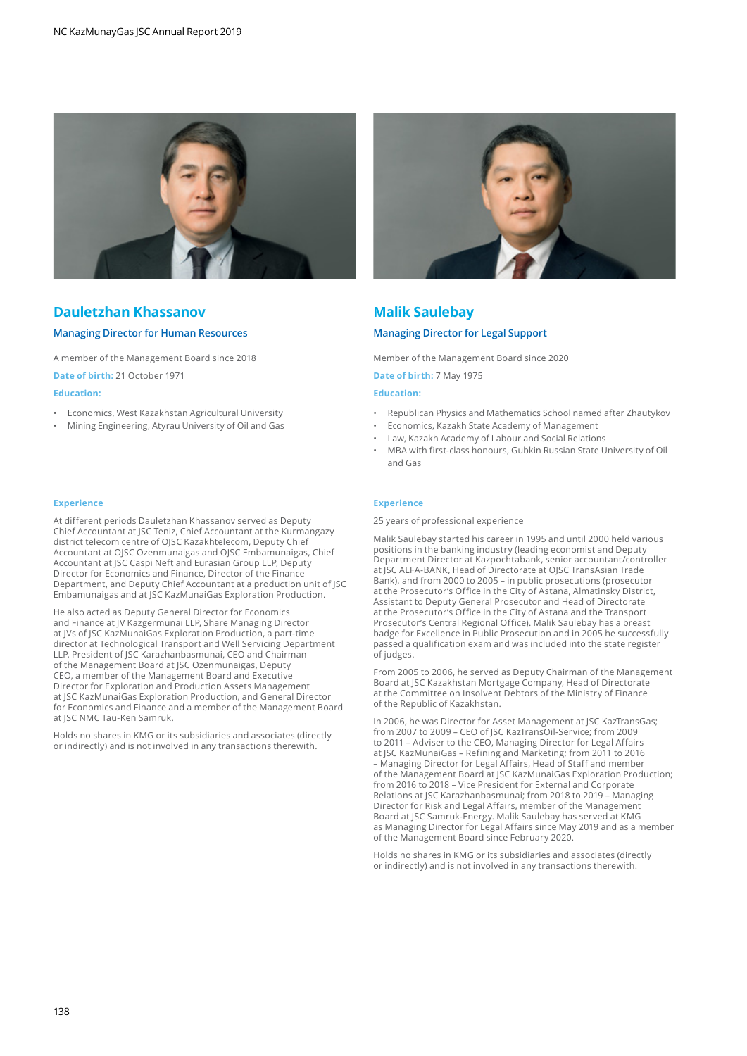## Dauletzhan Khassanov

### Managing Director for Human Resources

A member of the Management Board since 2018

**Date of birth:** 21 October 1971

**Education:**

- Economics, West Kazakhstan Agricultural University
- Mining Engineering, Atyrau University of Oil and Gas

**Experience**

At different periods Dauletzhan Khassanov served as Deputy Chief Accountant at JSC Teniz, Chief Accountant at the Kurmangazy district telecom centre of OJSC Kazakhtelecom, Deputy Chief Accountant at OJSC Ozenmunaigas and OJSC Embamunaigas, Chief Accountant at JSC Caspi Neft and Eurasian Group LLP, Deputy Director for Economics and Finance, Director of the Finance Department, and Deputy Chief Accountant at a production unit of JSC Embamunaigas and at JSC KazMunaiGas Exploration Production.

He also acted as Deputy General Director for Economics and Finance at JV Kazgermunai LLP, Share Managing Director at JVs of JSC KazMunaiGas Exploration Production, a part-time director at Technological Transport and Well Servicing Department LLP, President of JSC Karazhanbasmunai, CEO and Chairman of the Management Board at JSC Ozenmunaigas, Deputy CEO, a member of the Management Board and Executive Director for Exploration and Production Assets Management at JSC KazMunaiGas Exploration Production, and General Director for Economics and Finance and a member of the Management Board at JSC NMC Tau-Ken Samruk.

Holds no shares in KMG or its subsidiaries and associates (directly or indirectly) and is not involved in any transactions therewith.

## Malik Saulebay

### Managing Director for Legal Support

Member of the Management Board since 2020

**Date of birth:** 7 May 1975

**Education:**

- Republican Physics and Mathematics School named after Zhautykov
- Economics, Kazakh State Academy of Management
- Law, Kazakh Academy of Labour and Social Relations
- MBA with first-class honours, Gubkin Russian State University of Oil and Gas

**Experience**

25 years of professional experience

Malik Saulebay started his career in 1995 and until 2000 held various positions in the banking industry (leading economist and Deputy Department Director at Kazpochtabank, senior accountant/controller at JSC ALFA-BANK, Head of Directorate at OJSC TransAsian Trade Bank), and from 2000 to 2005 – in public prosecutions (prosecutor at the Prosecutor's Office in the City of Astana, Almatinsky District, Assistant to Deputy General Prosecutor and Head of Directorate at the Prosecutor's Office in the City of Astana and the Transport Prosecutor's Central Regional Office). Malik Saulebay has a breast badge for Excellence in Public Prosecution and in 2005 he successfully passed a qualification exam and was included into the state register of judges.

From 2005 to 2006, he served as Deputy Chairman of the Management Board at JSC Kazakhstan Mortgage Company, Head of Directorate at the Committee on Insolvent Debtors of the Ministry of Finance of the Republic of Kazakhstan.

In 2006, he was Director for Asset Management at JSC KazTransGas; from 2007 to 2009 – CEO of JSC KazTransOil-Service; from 2009 to 2011 – Adviser to the CEO, Managing Director for Legal Affairs at JSC KazMunaiGas – Refining and Marketing; from 2011 to 2016 – Managing Director for Legal Affairs, Head of Staff and member of the Management Board at JSC KazMunaiGas Exploration Production; from 2016 to 2018 – Vice President for External and Corporate Relations at JSC Karazhanbasmunai; from 2018 to 2019 – Managing Director for Risk and Legal Affairs, member of the Management Board at JSC Samruk-Energy. Malik Saulebay has served at KMG as Managing Director for Legal Affairs since May 2019 and as a member of the Management Board since February 2020.

Holds no shares in KMG or its subsidiaries and associates (directly or indirectly) and is not involved in any transactions therewith.